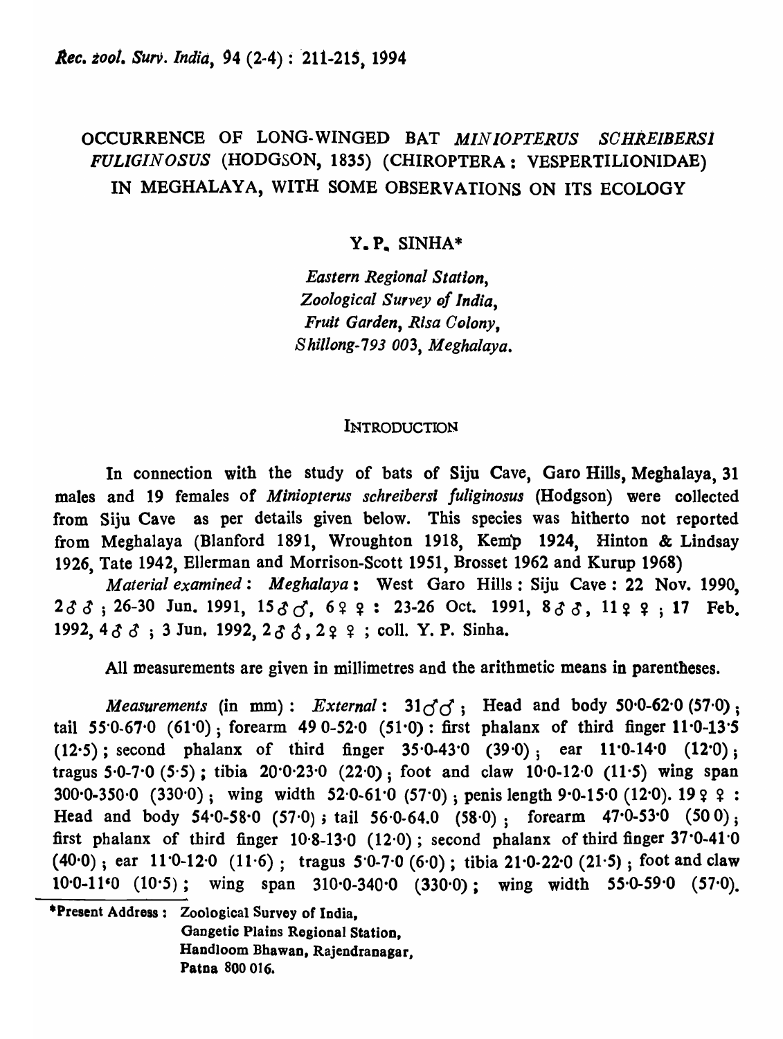# OCCURRENCE OF LONG-WINGED BAT *MINIOPTERUS SCHREIBERSI FULIGINOSUS* (HODGSON, 1835) (CHIROPTERA : VESPERTILIONIDAE) IN MEGHALAYA, WITH SOME OBSERVATIONS ON ITS ECOLOGY

Y. P. SINHA*

*Eastern Regional Station,*
*Zoological Survey of India,*
*Fruit Garden, Risa Colony,*
*Shillong-793 003, Meghalaya.*

## INTRODUCTION

In connection with the study of bats of Siju Cave, Garo Hills, Meghalaya, 31 males and 19 females of *Miniopterus schreibersi fuliginosus* (Hodgson) were collected from Siju Cave as per details given below. This species was hitherto not reported from Meghalaya (Blanford 1891, Wroughton 1918, Kemp 1924, Hinton & Lindsay 1926, Tate 1942, Ellerman and Morrison-Scott 1951, Brosset 1962 and Kurup 1968)

*Material examined* : **Meghalaya** : West Garo Hills : Siju Cave : 22 Nov. 1990, 2♂♂ ; 26-30 Jun. 1991, 15♂♂, 6♀♀ : 23-26 Oct. 1991, 8♂♂, 11♀♀ ; 17 Feb. 1992, 4♂♂ ; 3 Jun. 1992, 2♂♂, 2♀♀ ; coll. Y. P. Sinha.

All measurements are given in millimetres and the arithmetic means in parentheses.

*Measurements* (in mm) : *External* : 31♂♂ ; Head and body 50·0-62·0 (57·0) ; tail 55·0-67·0 (61·0) ; forearm 49·0-52·0 (51·0) : first phalanx of third finger 11·0-13·5 (12·5) ; second phalanx of third finger 35·0-43·0 (39·0) ; ear 11·0-14·0 (12·0) ; tragus 5·0-7·0 (5·5) ; tibia 20·0-23·0 (22·0) ; foot and claw 10·0-12·0 (11·5) wing span 300·0-350·0 (330·0) ; wing width 52·0-61·0 (57·0) ; penis length 9·0-15·0 (12·0). 19♀♀ : Head and body 54·0-58·0 (57·0) ; tail 56·0-64.0 (58·0) ; forearm 47·0-53·0 (50·0) ; first phalanx of third finger 10·8-13·0 (12·0) ; second phalanx of third finger 37·0-41·0 (40·0) ; ear 11·0-12·0 (11·6) ; tragus 5·0-7·0 (6·0) ; tibia 21·0-22·0 (21·5) ; foot and claw 10·0-11·0 (10·5) ; wing span 310·0-340·0 (330·0) ; wing width 55·0-59·0 (57·0).

*Present Address : Zoological Survey of India, Gangetic Plains Regional Station, Handloom Bhawan, Rajendranagar, Patna 800 016.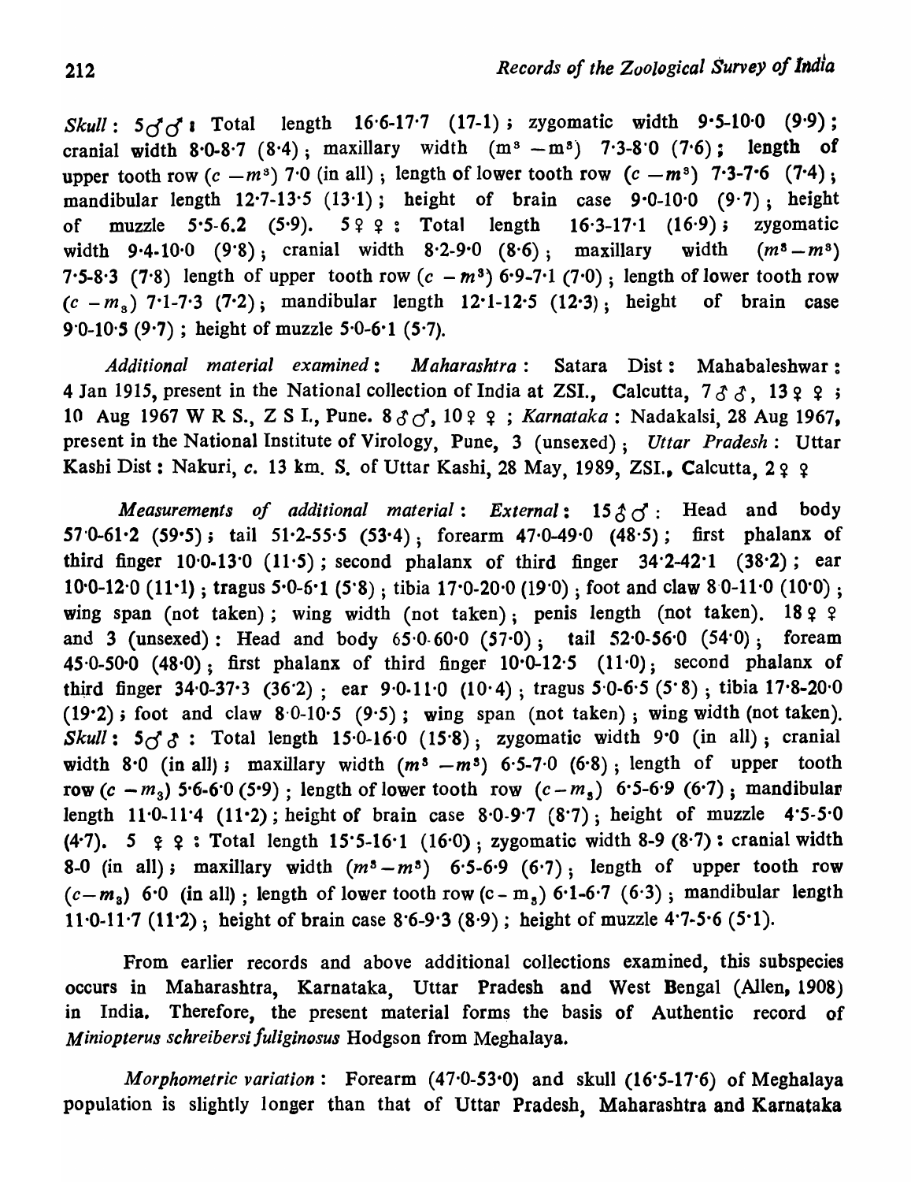*Skull*: 5♂♂ : Total length 16·6-17·7 (17·1); zygomatic width 9·5-10·0 (9·9); cranial width 8·0-8·7 (8·4); maxillary width ($m^3 - m^3$) 7·3-8·0 (7·6); length of upper tooth row ($c - m^3$) 7·0 (in all); length of lower tooth row ($c - m^3$) 7·3-7·6 (7·4); mandibular length 12·7-13·5 (13·1); height of brain case 9·0-10·0 (9·7); height of muzzle 5·5-6.2 (5·9). 5♀♀ : Total length 16·3-17·1 (16·9); zygomatic width 9·4-10·0 (9·8); cranial width 8·2-9·0 (8·6); maxillary width ($m^3 - m^3$) 7·5-8·3 (7·8) length of upper tooth row ($c - m^3$) 6·9-7·1 (7·0); length of lower tooth row ($c - m_3$) 7·1-7·3 (7·2); mandibular length 12·1-12·5 (12·3); height of brain case 9·0-10·5 (9·7); height of muzzle 5·0-6·1 (5·7).

*Additional material examined*: *Maharashtra*: Satara Dist: Mahabaleshwar: 4 Jan 1915, present in the National collection of India at ZSI., Calcutta, 7♂♂, 13♀♀; 10 Aug 1967 W R S., Z S I., Pune. 8♂♂, 10♀♀; *Karnataka*: Nadakalsi, 28 Aug 1967, present in the National Institute of Virology, Pune, 3 (unsexed); *Uttar Pradesh*: Uttar Kashi Dist: Nakuri, *c.* 13 km. S. of Uttar Kashi, 28 May, 1989, ZSI., Calcutta, 2♀♀

*Measurements of additional material*: *External*: 15♂♂: Head and body 57·0-61·2 (59·5); tail 51·2-55·5 (53·4); forearm 47·0-49·0 (48·5); first phalanx of third finger 10·0-13·0 (11·5); second phalanx of third finger 34·2-42·1 (38·2); ear 10·0-12·0 (11·1); tragus 5·0-6·1 (5·8); tibia 17·0-20·0 (19·0); foot and claw 8·0-11·0 (10·0); wing span (not taken); wing width (not taken); penis length (not taken). 18♀♀ and 3 (unsexed): Head and body 65·0-60·0 (57·0); tail 52·0-56·0 (54·0); foream 45·0-50·0 (48·0); first phalanx of third finger 10·0-12·5 (11·0); second phalanx of third finger 34·0-37·3 (36·2); ear 9·0-11·0 (10·4); tragus 5·0-6·5 (5·8); tibia 17·8-20·0 (19·2); foot and claw 8·0-10·5 (9·5); wing span (not taken); wing width (not taken). *Skull*: 5♂♂ : Total length 15·0-16·0 (15·8); zygomatic width 9·0 (in all); cranial width 8·0 (in all); maxillary width ($m^3 - m^3$) 6·5-7·0 (6·8); length of upper tooth row ($c - m_3$) 5·6-6·0 (5·9); length of lower tooth row ($c - m_3$) 6·5-6·9 (6·7); mandibular length 11·0-11·4 (11·2); height of brain case 8·0-9·7 (8·7); height of muzzle 4·5-5·0 (4·7). 5♀♀ : Total length 15·5-16·1 (16·0); zygomatic width 8-9 (8·7): cranial width 8-0 (in all); maxillary width ($m^3 - m^3$) 6·5-6·9 (6·7); length of upper tooth row ($c - m_3$) 6·0 (in all); length of lower tooth row ($c - m_3$) 6·1-6·7 (6·3); mandibular length 11·0-11·7 (11·2); height of brain case 8·6-9·3 (8·9); height of muzzle 4·7-5·6 (5·1).

From earlier records and above additional collections examined, this subspecies occurs in Maharashtra, Karnataka, Uttar Pradesh and West Bengal (Allen, 1908) in India. Therefore, the present material forms the basis of Authentic record of *Miniopterus schreibersi fuliginosus* Hodgson from Meghalaya.

*Morphometric variation*: Forearm (47·0-53·0) and skull (16·5-17·6) of Meghalaya population is slightly longer than that of Uttar Pradesh, Maharashtra and Karnataka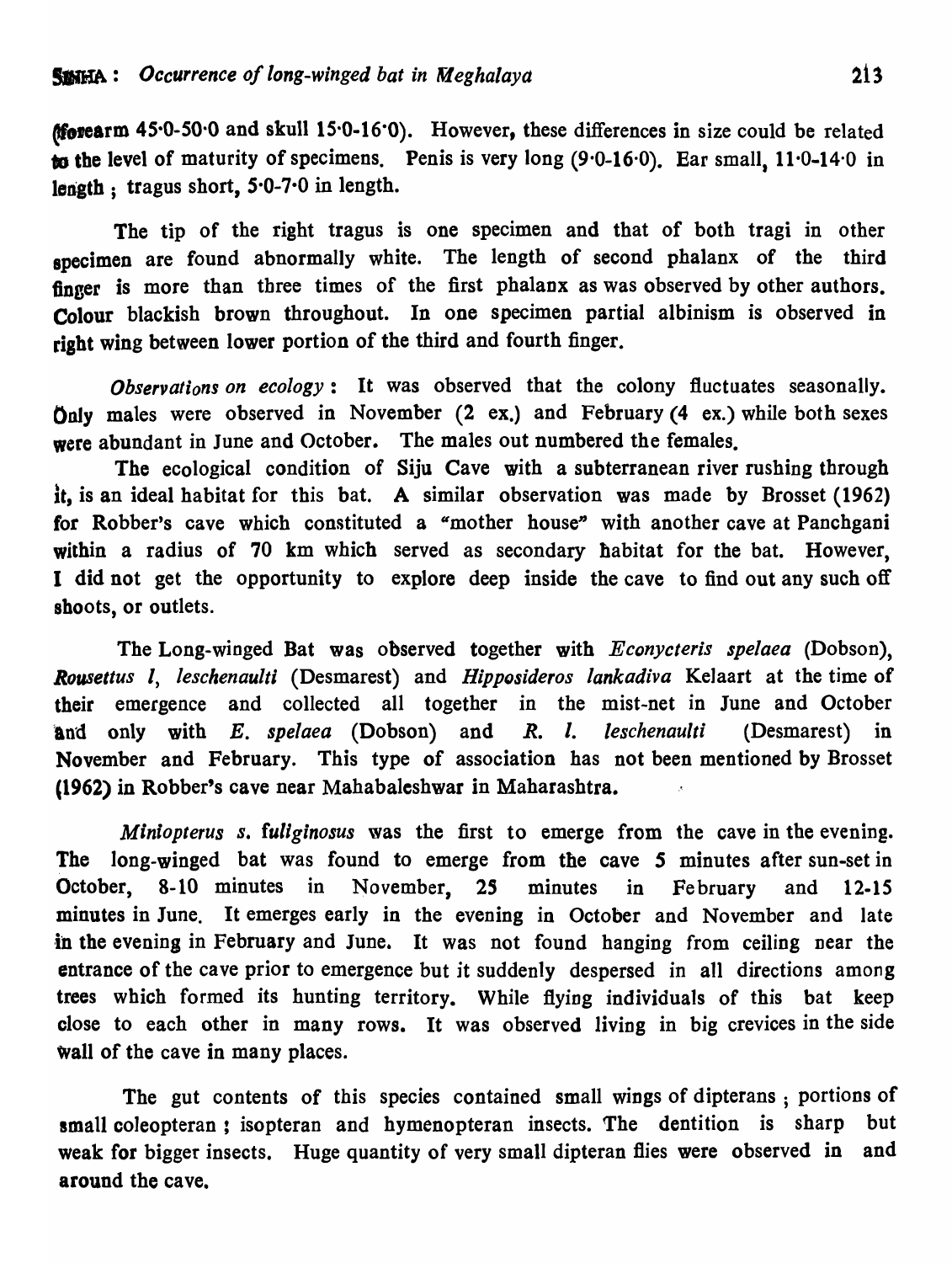(forearm 45·0-50·0 and skull 15·0-16·0). However, these differences in size could be related to the level of maturity of specimens. Penis is very long (9·0-16·0). Ear small, 11·0-14·0 in length ; tragus short, 5·0-7·0 in length.

The tip of the right tragus is one specimen and that of both tragi in other specimen are found abnormally white. The length of second phalanx of the third finger is more than three times of the first phalanx as was observed by other authors. Colour blackish brown throughout. In one specimen partial albinism is observed in right wing between lower portion of the third and fourth finger.

*Observations on ecology* : It was observed that the colony fluctuates seasonally. Only males were observed in November (2 ex.) and February (4 ex.) while both sexes were abundant in June and October. The males out numbered the females.

The ecological condition of Siju Cave with a subterranean river rushing through it, is an ideal habitat for this bat. A similar observation was made by Brosset (1962) for Robber's cave which constituted a "mother house" with another cave at Panchgani within a radius of 70 km which served as secondary habitat for the bat. However, I did not get the opportunity to explore deep inside the cave to find out any such off shoots, or outlets.

The Long-winged Bat was observed together with *Econycteris spelaea* (Dobson), *Rousettus l, leschenaulti* (Desmarest) and *Hipposideros lankadiva* Kelaart at the time of their emergence and collected all together in the mist-net in June and October and only with *E. spelaea* (Dobson) and *R. l. leschenaulti* (Desmarest) in November and February. This type of association has not been mentioned by Brosset (1962) in Robber's cave near Mahabaleshwar in Maharashtra.

*Miniopterus s. fuliginosus* was the first to emerge from the cave in the evening. The long-winged bat was found to emerge from the cave 5 minutes after sun-set in October, 8-10 minutes in November, 25 minutes in February and 12-15 minutes in June. It emerges early in the evening in October and November and late in the evening in February and June. It was not found hanging from ceiling near the entrance of the cave prior to emergence but it suddenly despersed in all directions among trees which formed its hunting territory. While flying individuals of this bat keep close to each other in many rows. It was observed living in big crevices in the side wall of the cave in many places.

The gut contents of this species contained small wings of dipterans ; portions of small coleopteran ; isopteran and hymenopteran insects. The dentition is sharp but weak for bigger insects. Huge quantity of very small dipteran flies were observed in and around the cave.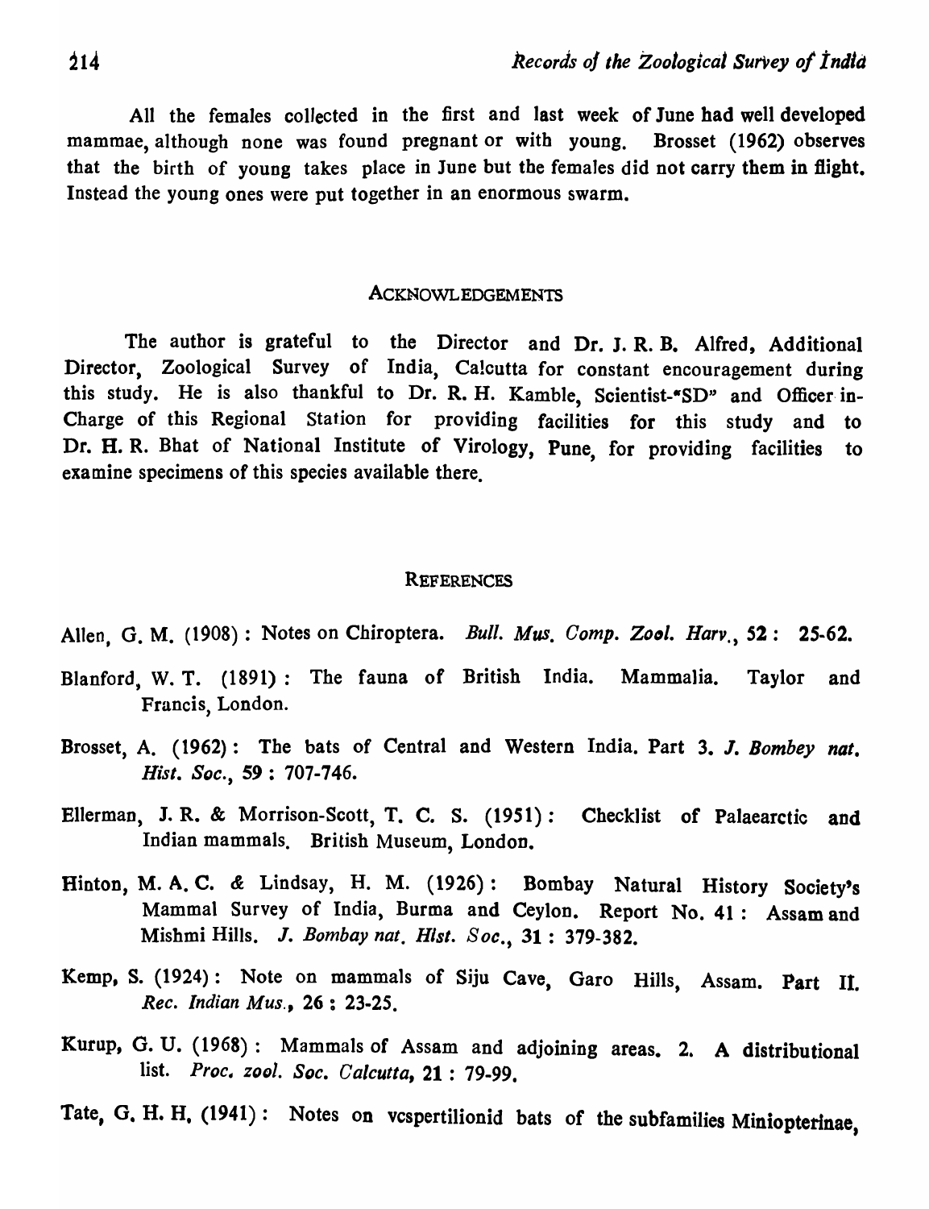All the females collected in the first and last week of June had well developed mammae, although none was found pregnant or with young. Brosset (1962) observes that the birth of young takes place in June but the females did not carry them in flight. Instead the young ones were put together in an enormous swarm.

## ACKNOWLEDGEMENTS

The author is grateful to the Director and Dr. J. R. B. Alfred, Additional Director, Zoological Survey of India, Calcutta for constant encouragement during this study. He is also thankful to Dr. R. H. Kamble, Scientist-"SD" and Officer-in-Charge of this Regional Station for providing facilities for this study and to Dr. H. R. Bhat of National Institute of Virology, Pune, for providing facilities to examine specimens of this species available there.

## REFERENCES

Allen, G. M. (1908) : Notes on Chiroptera. *Bull. Mus. Comp. Zool. Harv.*, **52** : **25-62.**

Blanford, W. T. (1891) : The fauna of British India. Mammalia. Taylor and Francis, London.

Brosset, A. (1962) : The bats of Central and Western India. Part 3. *J. Bombey nat. Hist. Soc.*, **59** : 707-746.

Ellerman, J. R. & Morrison-Scott, T. C. S. (1951) : Checklist of Palaearctic and Indian mammals. British Museum, London.

Hinton, M. A. C. & Lindsay, H. M. (1926) : Bombay Natural History Society's Mammal Survey of India, Burma and Ceylon. Report No. 41 : Assam and Mishmi Hills. *J. Bombay nat. Hist. Soc.*, **31** : 379-382.

Kemp, S. (1924) : Note on mammals of Siju Cave, Garo Hills, Assam. Part II. *Rec. Indian Mus.*, **26** : 23-25.

Kurup, G. U. (1968) : Mammals of Assam and adjoining areas. 2. A distributional list. *Proc. zool. Soc. Calcutta*, **21** : 79-99.

Tate, G. H. H. (1941) : Notes on vespertilionid bats of the subfamilies Miniopterinae,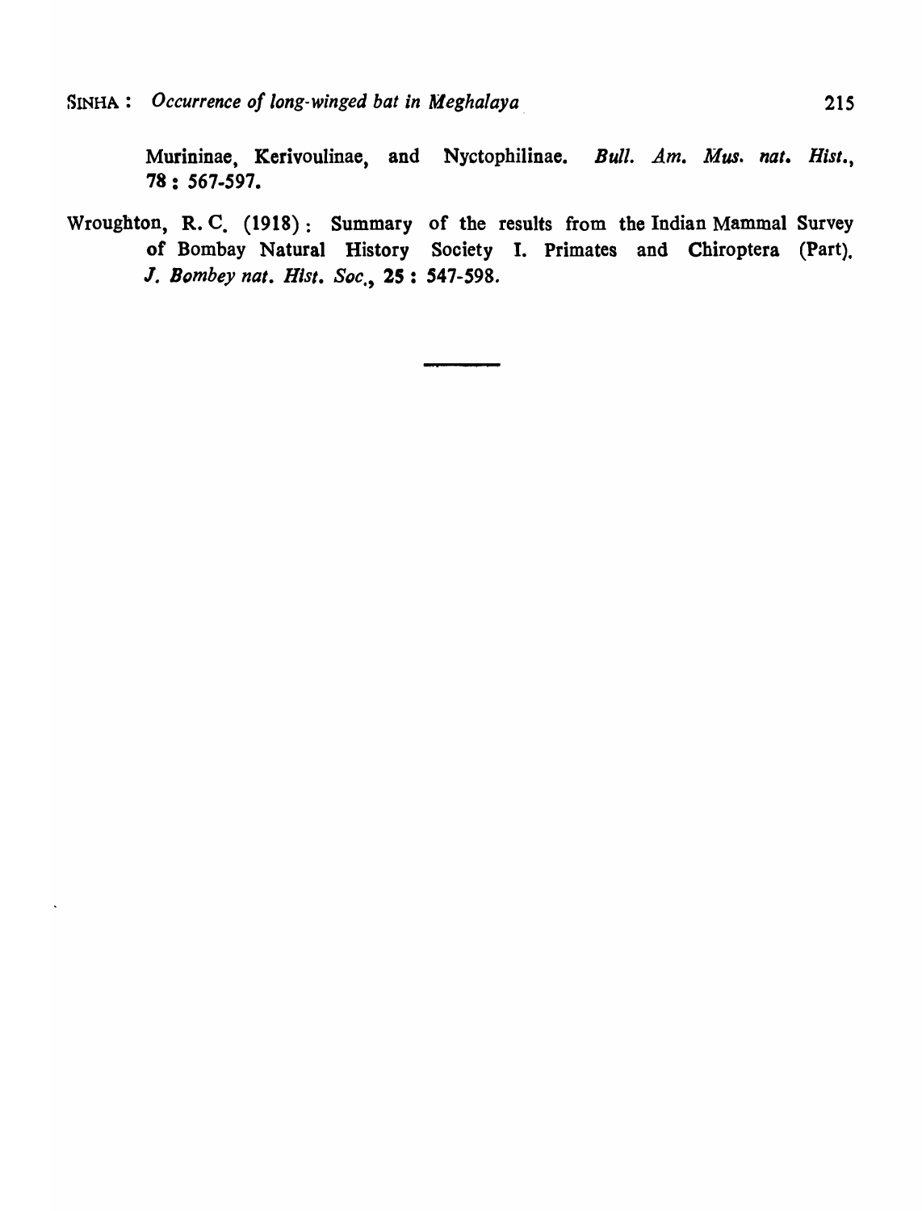Murininae, Kerivoulinae, and Nyctophilinae. *Bull. Am. Mus. nat. Hist.*, **78** : 567-597.

Wroughton, R. C. (1918) : Summary of the results from the Indian Mammal Survey of Bombay Natural History Society I. Primates and Chiroptera (Part). *J. Bombey nat. Hist. Soc.*, **25** : 547-598.